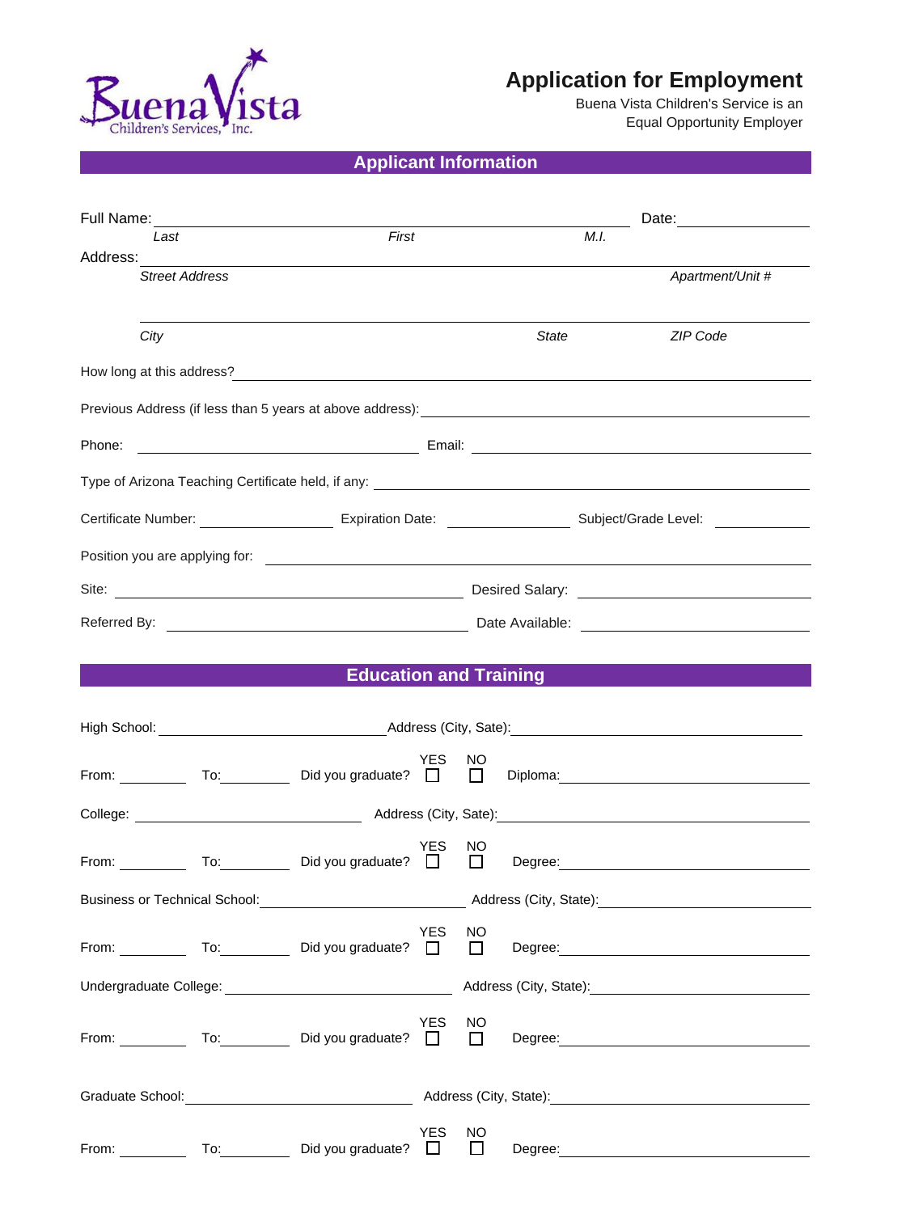Buena Vista Children's Services, Inc.

# Application for Employment

Buena Vista Children's Service is an Equal Opportunity Employer

## Applicant Information

Full Name: ______________________________________________ Date: ______________

*Last* *First* *M.I.*

Address: ______________________________________________________________

*Street Address* *Apartment/Unit #*

______________________________________________________________

*City* *State* *ZIP Code*

How long at this address? ______________________________________________

Previous Address (if less than 5 years at above address): ______________________________

Phone: ______________________ Email: ______________________

Type of Arizona Teaching Certificate held, if any: ______________________________

Certificate Number: ______________ Expiration Date: ______________ Subject/Grade Level: __________

Position you are applying for: ______________________________________________

Site: ______________________________ Desired Salary: ______________________

Referred By: ______________________________ Date Available: ______________________

## Education and Training

High School: ______________________ Address (City, Sate): ______________________

From: ________ To: ________ Did you graduate? YES ☐ NO ☐ Diploma: ______________________

College: ______________________ Address (City, Sate): ______________________

From: ________ To: ________ Did you graduate? YES ☐ NO ☐ Degree: ______________________

Business or Technical School: ______________________ Address (City, State): ______________________

From: ________ To: ________ Did you graduate? YES ☐ NO ☐ Degree: ______________________

Undergraduate College: ______________________ Address (City, State): ______________________

From: ________ To: ________ Did you graduate? YES ☐ NO ☐ Degree: ______________________

Graduate School: ______________________ Address (City, State): ______________________

From: ________ To: ________ Did you graduate? YES ☐ NO ☐ Degree: ______________________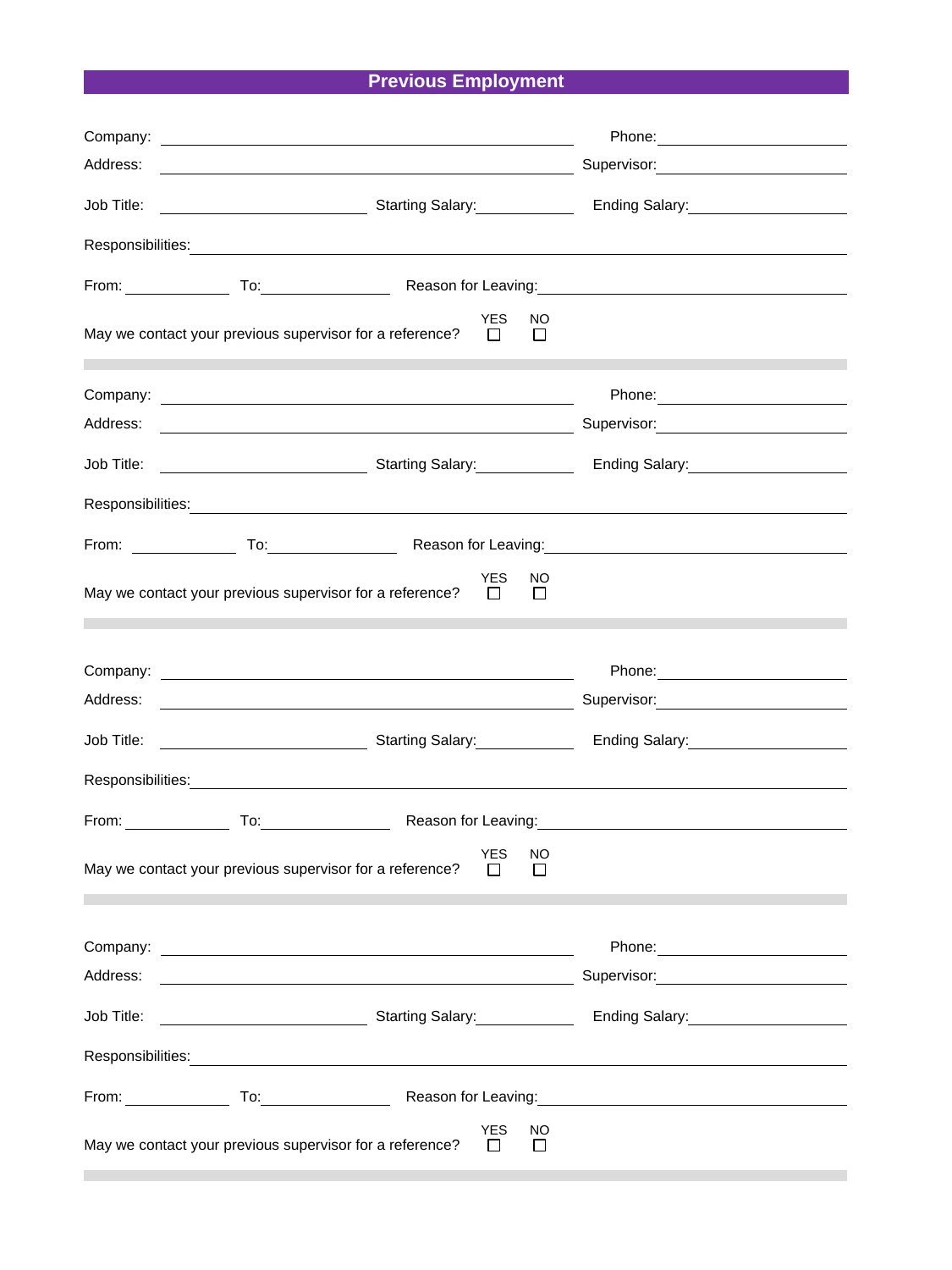## Previous Employment

Company: ______________________________ Phone: ______________

Address: ______________________________ Supervisor: ______________

Job Title: ______________ Starting Salary: ________ Ending Salary: ______________

Responsibilities: ____________________________________________

From: ________ To: ________ Reason for Leaving: ______________________

May we contact your previous supervisor for a reference? YES ☐ NO ☐

---

Company: ______________________________ Phone: ______________

Address: ______________________________ Supervisor: ______________

Job Title: ______________ Starting Salary: ________ Ending Salary: ______________

Responsibilities: ____________________________________________

From: ________ To: ________ Reason for Leaving: ______________________

May we contact your previous supervisor for a reference? YES ☐ NO ☐

---

Company: ______________________________ Phone: ______________

Address: ______________________________ Supervisor: ______________

Job Title: ______________ Starting Salary: ________ Ending Salary: ______________

Responsibilities: ____________________________________________

From: ________ To: ________ Reason for Leaving: ______________________

May we contact your previous supervisor for a reference? YES ☐ NO ☐

---

Company: ______________________________ Phone: ______________

Address: ______________________________ Supervisor: ______________

Job Title: ______________ Starting Salary: ________ Ending Salary: ______________

Responsibilities: ____________________________________________

From: ________ To: ________ Reason for Leaving: ______________________

May we contact your previous supervisor for a reference? YES ☐ NO ☐

---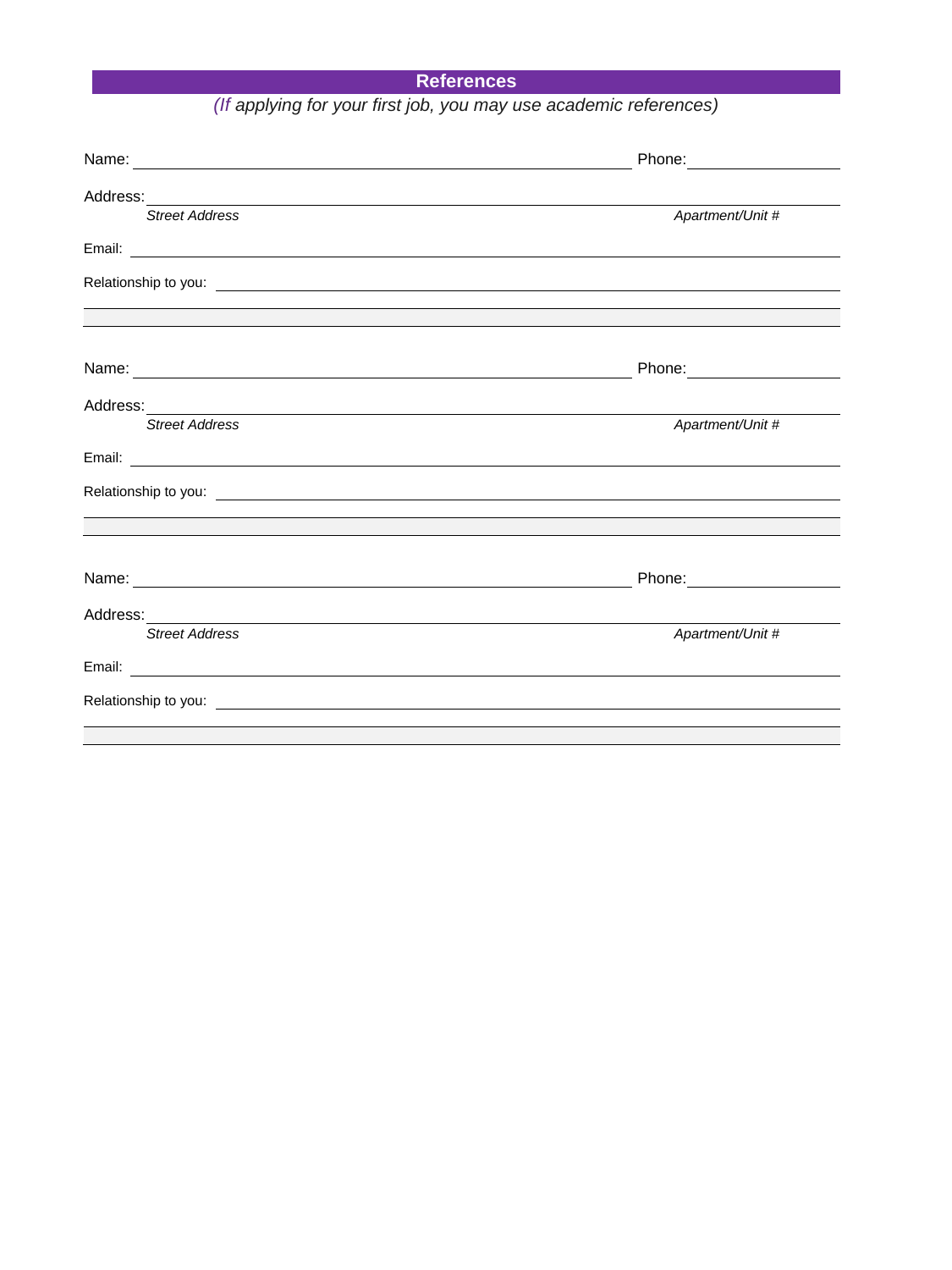## References

*(If applying for your first job, you may use academic references)*

Name: ______________________________ Phone: ______________

Address: ______________________________________________
*Street Address* *Apartment/Unit #*

Email: ______________________________________________

Relationship to you: ______________________________________

Name: ______________________________ Phone: ______________

Address: ______________________________________________
*Street Address* *Apartment/Unit #*

Email: ______________________________________________

Relationship to you: ______________________________________

Name: ______________________________ Phone: ______________

Address: ______________________________________________
*Street Address* *Apartment/Unit #*

Email: ______________________________________________

Relationship to you: ______________________________________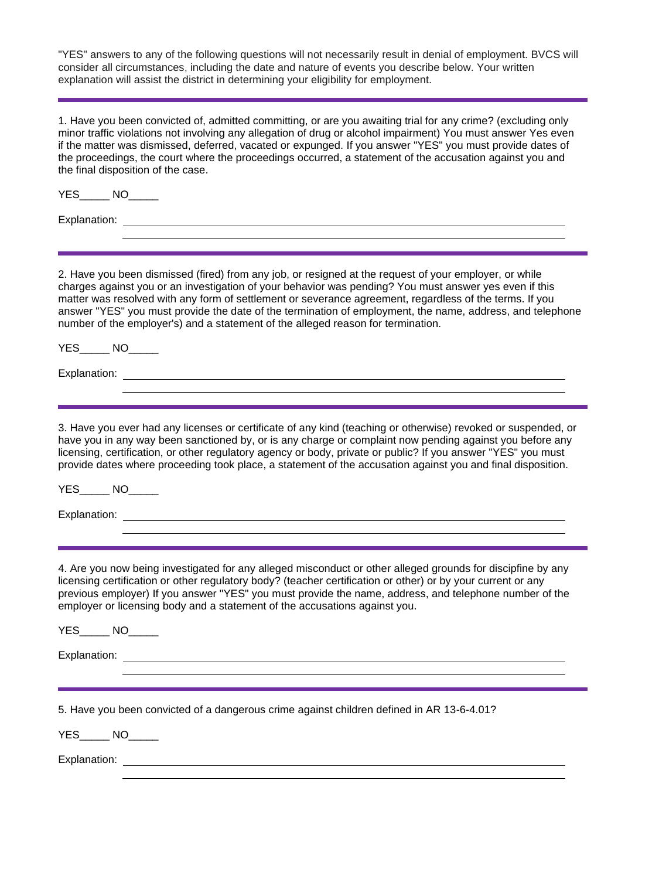"YES" answers to any of the following questions will not necessarily result in denial of employment. BVCS will consider all circumstances, including the date and nature of events you describe below. Your written explanation will assist the district in determining your eligibility for employment.

---

1. Have you been convicted of, admitted committing, or are you awaiting trial for any crime? (excluding only minor traffic violations not involving any allegation of drug or alcohol impairment) You must answer Yes even if the matter was dismissed, deferred, vacated or expunged. If you answer "YES" you must provide dates of the proceedings, the court where the proceedings occurred, a statement of the accusation against you and the final disposition of the case.

YES_____ NO_____

Explanation: ________________________________________________________________

________________________________________________________________

---

2. Have you been dismissed (fired) from any job, or resigned at the request of your employer, or while charges against you or an investigation of your behavior was pending? You must answer yes even if this matter was resolved with any form of settlement or severance agreement, regardless of the terms. If you answer "YES" you must provide the date of the termination of employment, the name, address, and telephone number of the employer's) and a statement of the alleged reason for termination.

YES_____ NO_____

Explanation: ________________________________________________________________

________________________________________________________________

---

3. Have you ever had any licenses or certificate of any kind (teaching or otherwise) revoked or suspended, or have you in any way been sanctioned by, or is any charge or complaint now pending against you before any licensing, certification, or other regulatory agency or body, private or public? If you answer "YES" you must provide dates where proceeding took place, a statement of the accusation against you and final disposition.

YES_____ NO_____

Explanation: ________________________________________________________________

________________________________________________________________

---

4. Are you now being investigated for any alleged misconduct or other alleged grounds for discipfine by any licensing certification or other regulatory body? (teacher certification or other) or by your current or any previous employer) If you answer "YES" you must provide the name, address, and telephone number of the employer or licensing body and a statement of the accusations against you.

YES_____ NO_____

Explanation: ________________________________________________________________

________________________________________________________________

---

5. Have you been convicted of a dangerous crime against children defined in AR 13-6-4.01?

YES_____ NO_____

Explanation: ________________________________________________________________

________________________________________________________________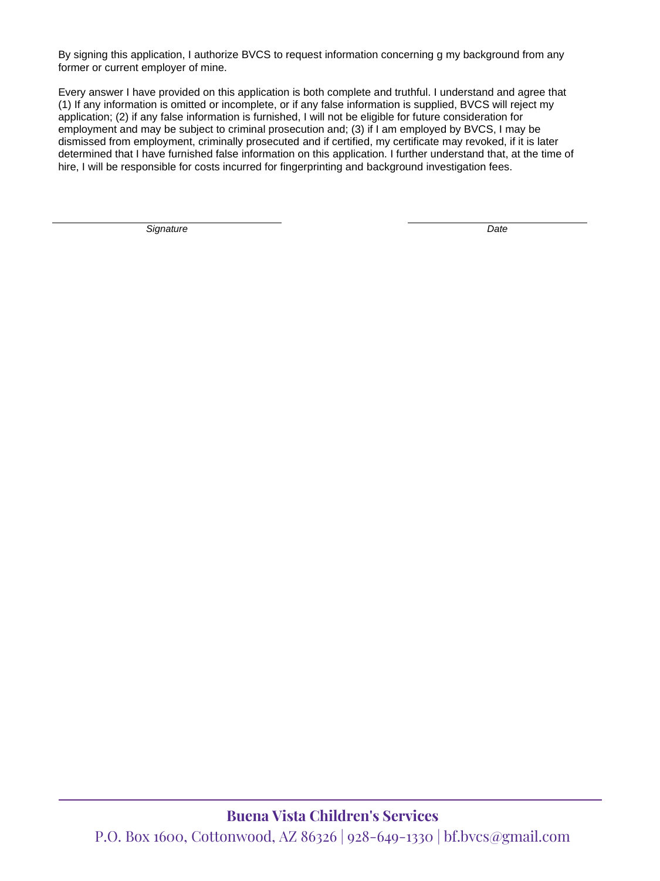By signing this application, I authorize BVCS to request information concerning g my background from any former or current employer of mine.

Every answer I have provided on this application is both complete and truthful. I understand and agree that (1) If any information is omitted or incomplete, or if any false information is supplied, BVCS will reject my application; (2) if any false information is furnished, I will not be eligible for future consideration for employment and may be subject to criminal prosecution and; (3) if I am employed by BVCS, I may be dismissed from employment, criminally prosecuted and if certified, my certificate may revoked, if it is later determined that I have furnished false information on this application. I further understand that, at the time of hire, I will be responsible for costs incurred for fingerprinting and background investigation fees.

______________________________ *Signature*

______________________________ *Date*